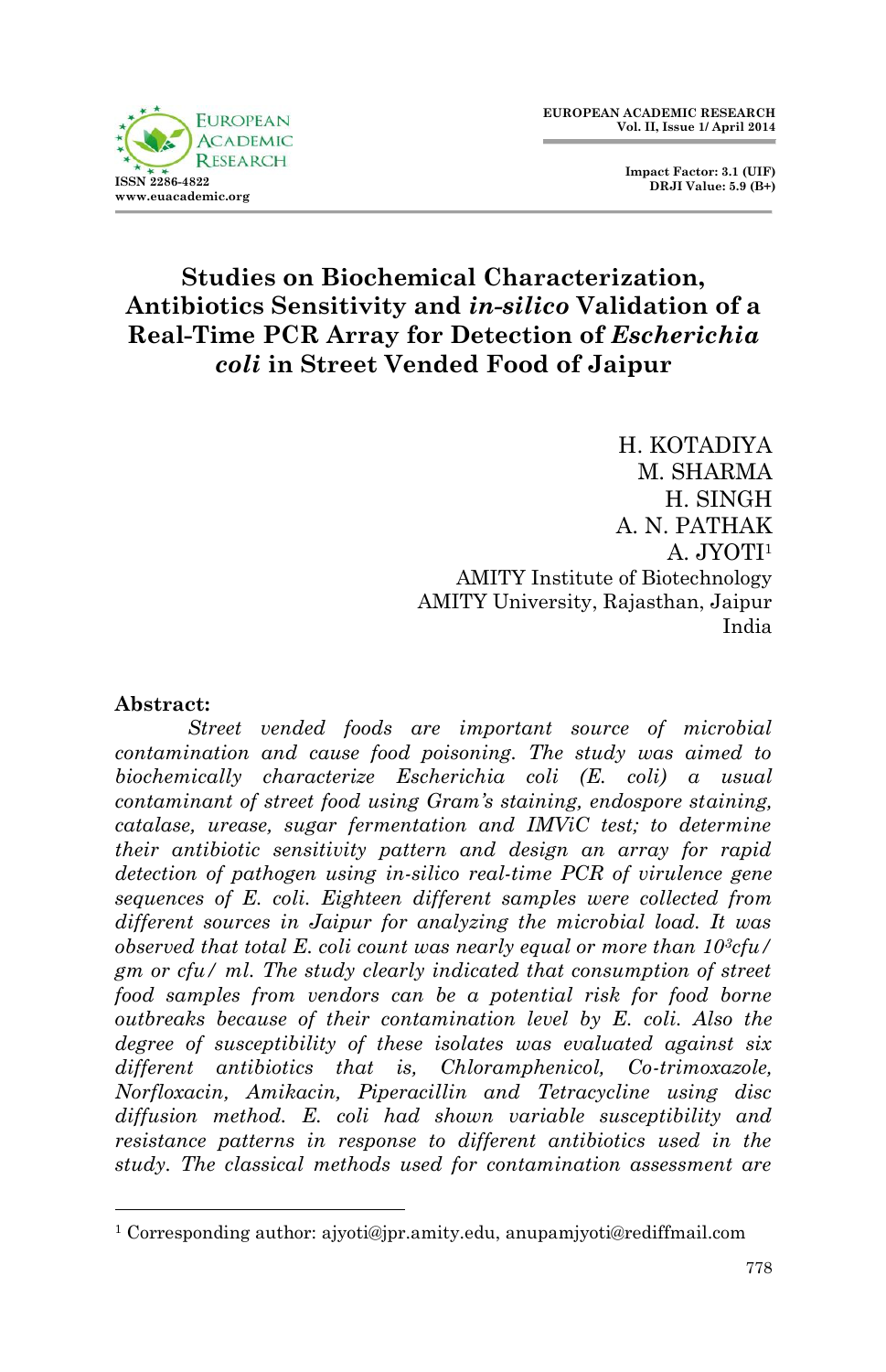# Studies on Biochemical Characterization, Antibiotics Sensitivity and *in-silico* Validation of a Real-Time PCR Array for Detection of *Escherichia coli* in Street Vended Food of Jaipur

H. KOTADIYA
M. SHARMA
H. SINGH
A. N. PATHAK
A. JYOTI[1]
AMITY Institute of Biotechnology
AMITY University, Rajasthan, Jaipur
India

**Abstract:**

*Street vended foods are important source of microbial contamination and cause food poisoning. The study was aimed to biochemically characterize Escherichia coli (E. coli) a usual contaminant of street food using Gram's staining, endospore staining, catalase, urease, sugar fermentation and IMViC test; to determine their antibiotic sensitivity pattern and design an array for rapid detection of pathogen using in-silico real-time PCR of virulence gene sequences of E. coli. Eighteen different samples were collected from different sources in Jaipur for analyzing the microbial load. It was observed that total E. coli count was nearly equal or more than $10^3$cfu/gm or cfu/ml. The study clearly indicated that consumption of street food samples from vendors can be a potential risk for food borne outbreaks because of their contamination level by E. coli. Also the degree of susceptibility of these isolates was evaluated against six different antibiotics that is, Chloramphenicol, Co-trimoxazole, Norfloxacin, Amikacin, Piperacillin and Tetracycline using disc diffusion method. E. coli had shown variable susceptibility and resistance patterns in response to different antibiotics used in the study. The classical methods used for contamination assessment are*

[1] Corresponding author: ajyoti@jpr.amity.edu, anupamjyoti@rediffmail.com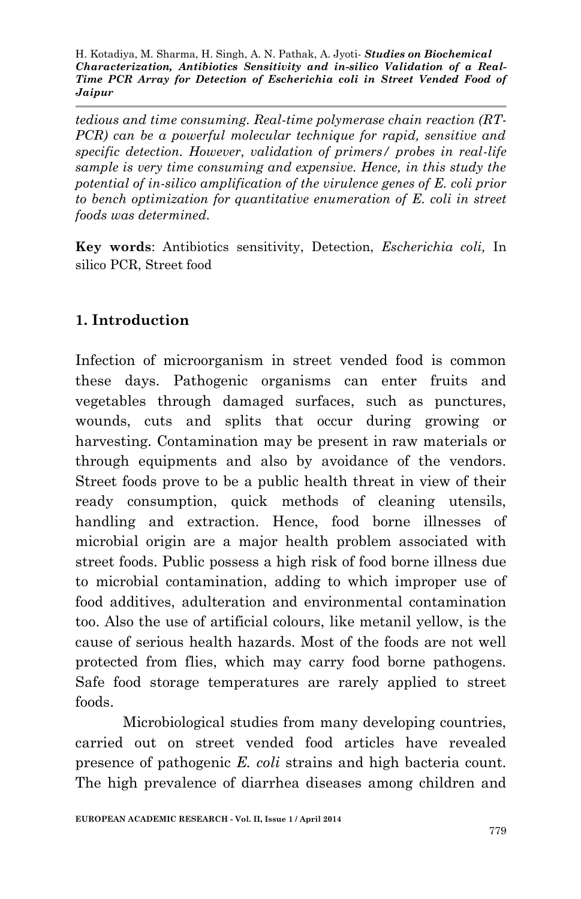*tedious and time consuming. Real-time polymerase chain reaction (RT-PCR) can be a powerful molecular technique for rapid, sensitive and specific detection. However, validation of primers/ probes in real-life sample is very time consuming and expensive. Hence, in this study the potential of in-silico amplification of the virulence genes of E. coli prior to bench optimization for quantitative enumeration of E. coli in street foods was determined.*

**Key words**: Antibiotics sensitivity, Detection, *Escherichia coli,* In silico PCR, Street food

## 1. Introduction

Infection of microorganism in street vended food is common these days. Pathogenic organisms can enter fruits and vegetables through damaged surfaces, such as punctures, wounds, cuts and splits that occur during growing or harvesting. Contamination may be present in raw materials or through equipments and also by avoidance of the vendors. Street foods prove to be a public health threat in view of their ready consumption, quick methods of cleaning utensils, handling and extraction. Hence, food borne illnesses of microbial origin are a major health problem associated with street foods. Public possess a high risk of food borne illness due to microbial contamination, adding to which improper use of food additives, adulteration and environmental contamination too. Also the use of artificial colours, like metanil yellow, is the cause of serious health hazards. Most of the foods are not well protected from flies, which may carry food borne pathogens. Safe food storage temperatures are rarely applied to street foods.

Microbiological studies from many developing countries, carried out on street vended food articles have revealed presence of pathogenic *E. coli* strains and high bacteria count. The high prevalence of diarrhea diseases among children and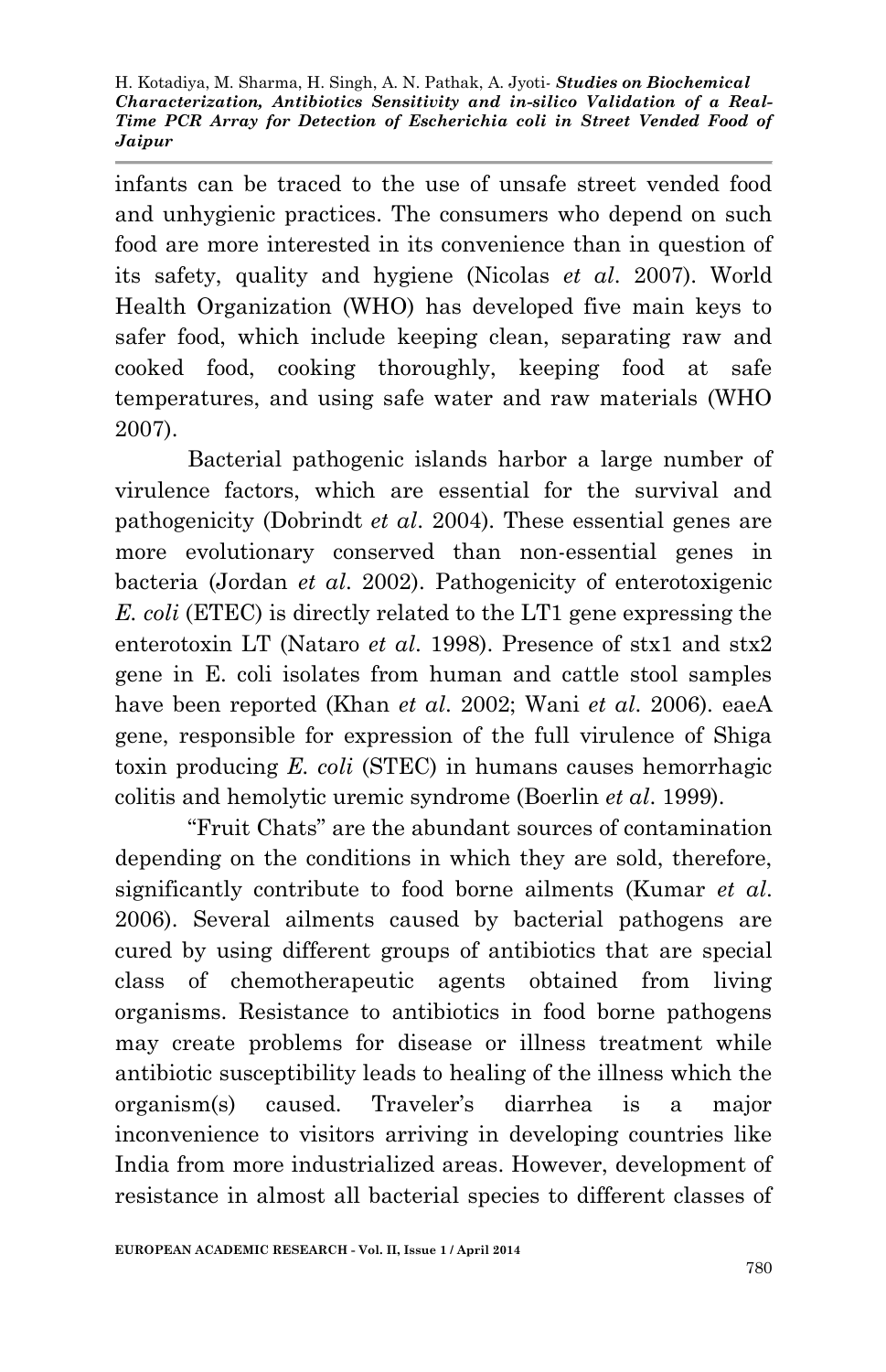infants can be traced to the use of unsafe street vended food and unhygienic practices. The consumers who depend on such food are more interested in its convenience than in question of its safety, quality and hygiene (Nicolas *et al*. 2007). World Health Organization (WHO) has developed five main keys to safer food, which include keeping clean, separating raw and cooked food, cooking thoroughly, keeping food at safe temperatures, and using safe water and raw materials (WHO 2007).

Bacterial pathogenic islands harbor a large number of virulence factors, which are essential for the survival and pathogenicity (Dobrindt *et al*. 2004). These essential genes are more evolutionary conserved than non-essential genes in bacteria (Jordan *et al*. 2002). Pathogenicity of enterotoxigenic *E. coli* (ETEC) is directly related to the LT1 gene expressing the enterotoxin LT (Nataro *et al*. 1998). Presence of stx1 and stx2 gene in E. coli isolates from human and cattle stool samples have been reported (Khan *et al*. 2002; Wani *et al*. 2006). eaeA gene, responsible for expression of the full virulence of Shiga toxin producing *E. coli* (STEC) in humans causes hemorrhagic colitis and hemolytic uremic syndrome (Boerlin *et al*. 1999).

"Fruit Chats" are the abundant sources of contamination depending on the conditions in which they are sold, therefore, significantly contribute to food borne ailments (Kumar *et al*. 2006). Several ailments caused by bacterial pathogens are cured by using different groups of antibiotics that are special class of chemotherapeutic agents obtained from living organisms. Resistance to antibiotics in food borne pathogens may create problems for disease or illness treatment while antibiotic susceptibility leads to healing of the illness which the organism(s) caused. Traveler's diarrhea is a major inconvenience to visitors arriving in developing countries like India from more industrialized areas. However, development of resistance in almost all bacterial species to different classes of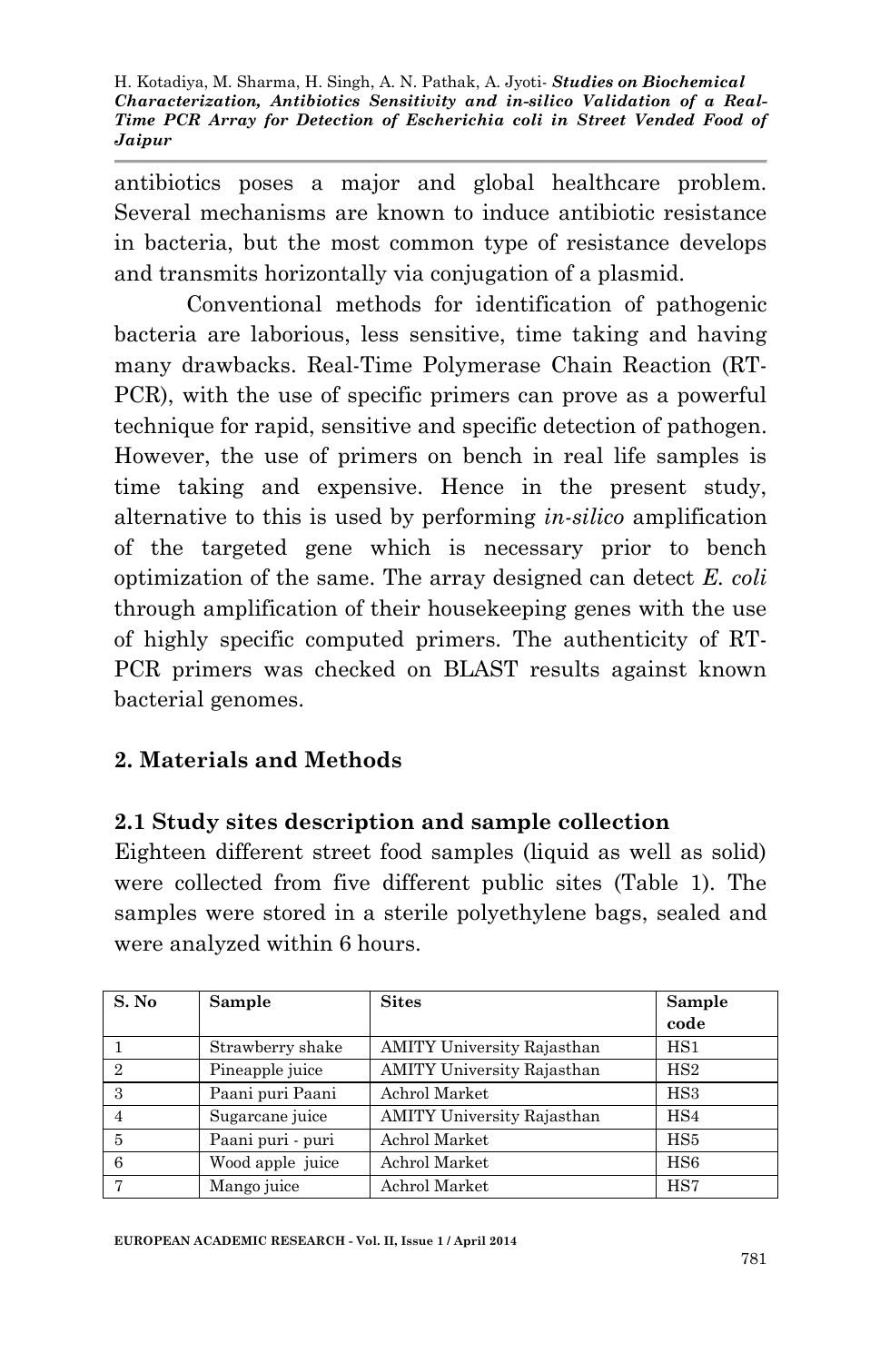antibiotics poses a major and global healthcare problem. Several mechanisms are known to induce antibiotic resistance in bacteria, but the most common type of resistance develops and transmits horizontally via conjugation of a plasmid.

Conventional methods for identification of pathogenic bacteria are laborious, less sensitive, time taking and having many drawbacks. Real-Time Polymerase Chain Reaction (RT-PCR), with the use of specific primers can prove as a powerful technique for rapid, sensitive and specific detection of pathogen. However, the use of primers on bench in real life samples is time taking and expensive. Hence in the present study, alternative to this is used by performing *in-silico* amplification of the targeted gene which is necessary prior to bench optimization of the same. The array designed can detect *E. coli* through amplification of their housekeeping genes with the use of highly specific computed primers. The authenticity of RT-PCR primers was checked on BLAST results against known bacterial genomes.

## 2. Materials and Methods

### 2.1 Study sites description and sample collection

Eighteen different street food samples (liquid as well as solid) were collected from five different public sites (Table 1). The samples were stored in a sterile polyethylene bags, sealed and were analyzed within 6 hours.

| S. No | Sample | Sites | Sample code |
|---|---|---|---|
| 1 | Strawberry shake | AMITY University Rajasthan | HS1 |
| 2 | Pineapple juice | AMITY University Rajasthan | HS2 |
| 3 | Paani puri Paani | Achrol Market | HS3 |
| 4 | Sugarcane juice | AMITY University Rajasthan | HS4 |
| 5 | Paani puri - puri | Achrol Market | HS5 |
| 6 | Wood apple juice | Achrol Market | HS6 |
| 7 | Mango juice | Achrol Market | HS7 |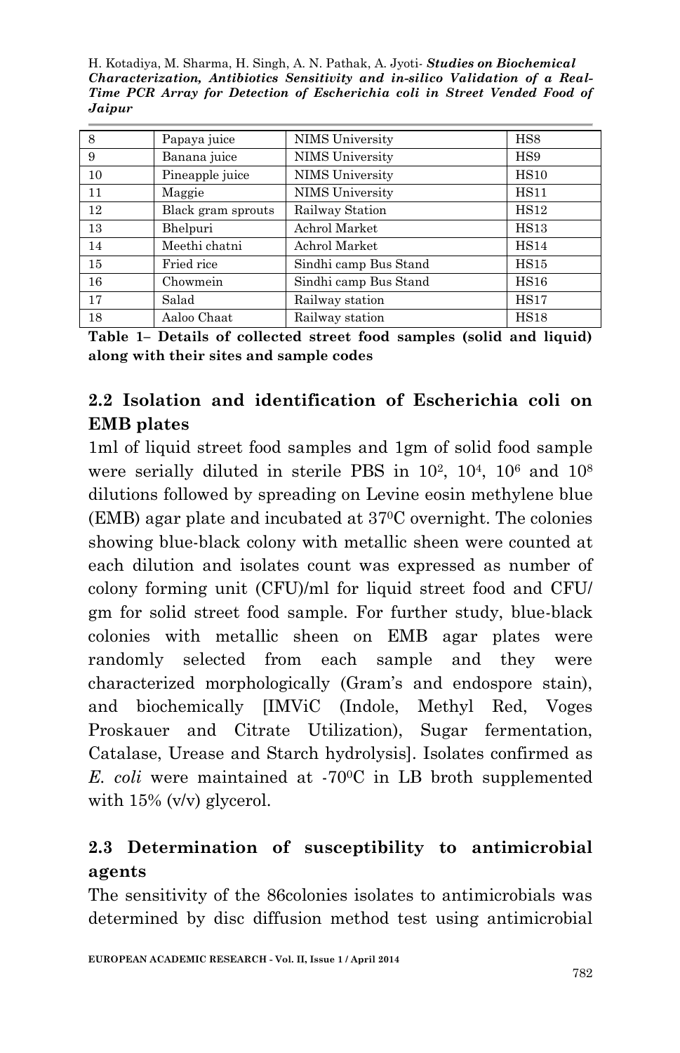| 8 | Papaya juice | NIMS University | HS8 |
|---|---|---|---|
| 9 | Banana juice | NIMS University | HS9 |
| 10 | Pineapple juice | NIMS University | HS10 |
| 11 | Maggie | NIMS University | HS11 |
| 12 | Black gram sprouts | Railway Station | HS12 |
| 13 | Bhelpuri | Achrol Market | HS13 |
| 14 | Meethi chatni | Achrol Market | HS14 |
| 15 | Fried rice | Sindhi camp Bus Stand | HS15 |
| 16 | Chowmein | Sindhi camp Bus Stand | HS16 |
| 17 | Salad | Railway station | HS17 |
| 18 | Aaloo Chaat | Railway station | HS18 |

**Table 1– Details of collected street food samples (solid and liquid) along with their sites and sample codes**

## 2.2 Isolation and identification of Escherichia coli on EMB plates

1ml of liquid street food samples and 1gm of solid food sample were serially diluted in sterile PBS in $10^2$, $10^4$, $10^6$ and $10^8$ dilutions followed by spreading on Levine eosin methylene blue (EMB) agar plate and incubated at $37^0$C overnight. The colonies showing blue-black colony with metallic sheen were counted at each dilution and isolates count was expressed as number of colony forming unit (CFU)/ml for liquid street food and CFU/gm for solid street food sample. For further study, blue-black colonies with metallic sheen on EMB agar plates were randomly selected from each sample and they were characterized morphologically (Gram's and endospore stain), and biochemically [IMViC (Indole, Methyl Red, Voges Proskauer and Citrate Utilization), Sugar fermentation, Catalase, Urease and Starch hydrolysis]. Isolates confirmed as *E. coli* were maintained at $-70^0$C in LB broth supplemented with 15% (v/v) glycerol.

## 2.3 Determination of susceptibility to antimicrobial agents

The sensitivity of the 86colonies isolates to antimicrobials was determined by disc diffusion method test using antimicrobial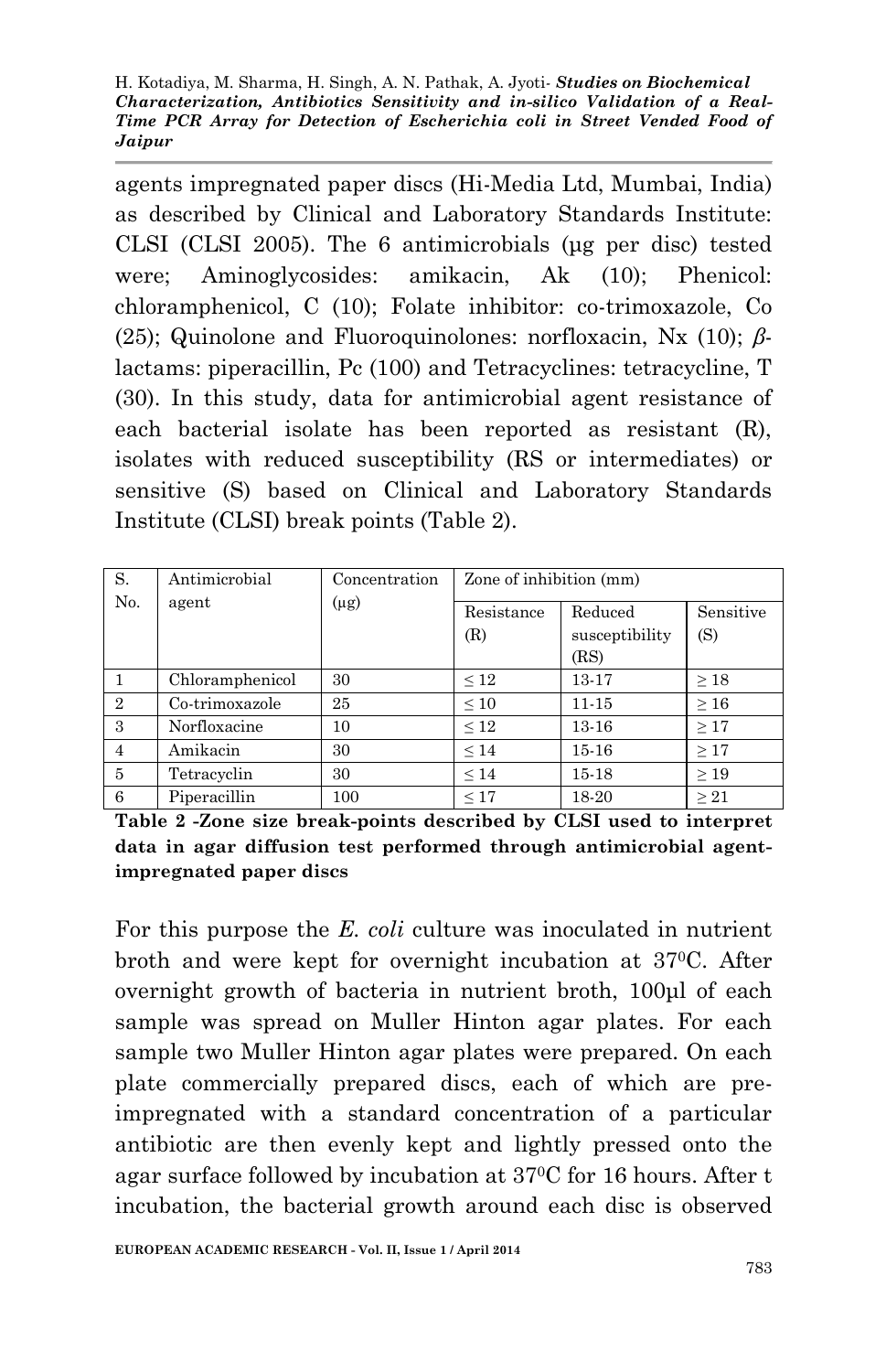agents impregnated paper discs (Hi-Media Ltd, Mumbai, India) as described by Clinical and Laboratory Standards Institute: CLSI (CLSI 2005). The 6 antimicrobials (µg per disc) tested were; Aminoglycosides: amikacin, Ak (10); Phenicol: chloramphenicol, C (10); Folate inhibitor: co-trimoxazole, Co (25); Quinolone and Fluoroquinolones: norfloxacin, Nx (10); *β*-lactams: piperacillin, Pc (100) and Tetracyclines: tetracycline, T (30). In this study, data for antimicrobial agent resistance of each bacterial isolate has been reported as resistant (R), isolates with reduced susceptibility (RS or intermediates) or sensitive (S) based on Clinical and Laboratory Standards Institute (CLSI) break points (Table 2).

| S. No. | Antimicrobial agent | Concentration (µg) | Zone of inhibition (mm) | | |
|---|---|---|---|---|---|
| | | | Resistance (R) | Reduced susceptibility (RS) | Sensitive (S) |
| 1 | Chloramphenicol | 30 | ≤ 12 | 13-17 | ≥ 18 |
| 2 | Co-trimoxazole | 25 | ≤ 10 | 11-15 | ≥ 16 |
| 3 | Norfloxacine | 10 | ≤ 12 | 13-16 | ≥ 17 |
| 4 | Amikacin | 30 | ≤ 14 | 15-16 | ≥ 17 |
| 5 | Tetracyclin | 30 | ≤ 14 | 15-18 | ≥ 19 |
| 6 | Piperacillin | 100 | ≤ 17 | 18-20 | ≥ 21 |

**Table 2 -Zone size break-points described by CLSI used to interpret data in agar diffusion test performed through antimicrobial agent-impregnated paper discs**

For this purpose the *E. coli* culture was inoculated in nutrient broth and were kept for overnight incubation at 37⁰C. After overnight growth of bacteria in nutrient broth, 100µl of each sample was spread on Muller Hinton agar plates. For each sample two Muller Hinton agar plates were prepared. On each plate commercially prepared discs, each of which are pre-impregnated with a standard concentration of a particular antibiotic are then evenly kept and lightly pressed onto the agar surface followed by incubation at 37⁰C for 16 hours. After t incubation, the bacterial growth around each disc is observed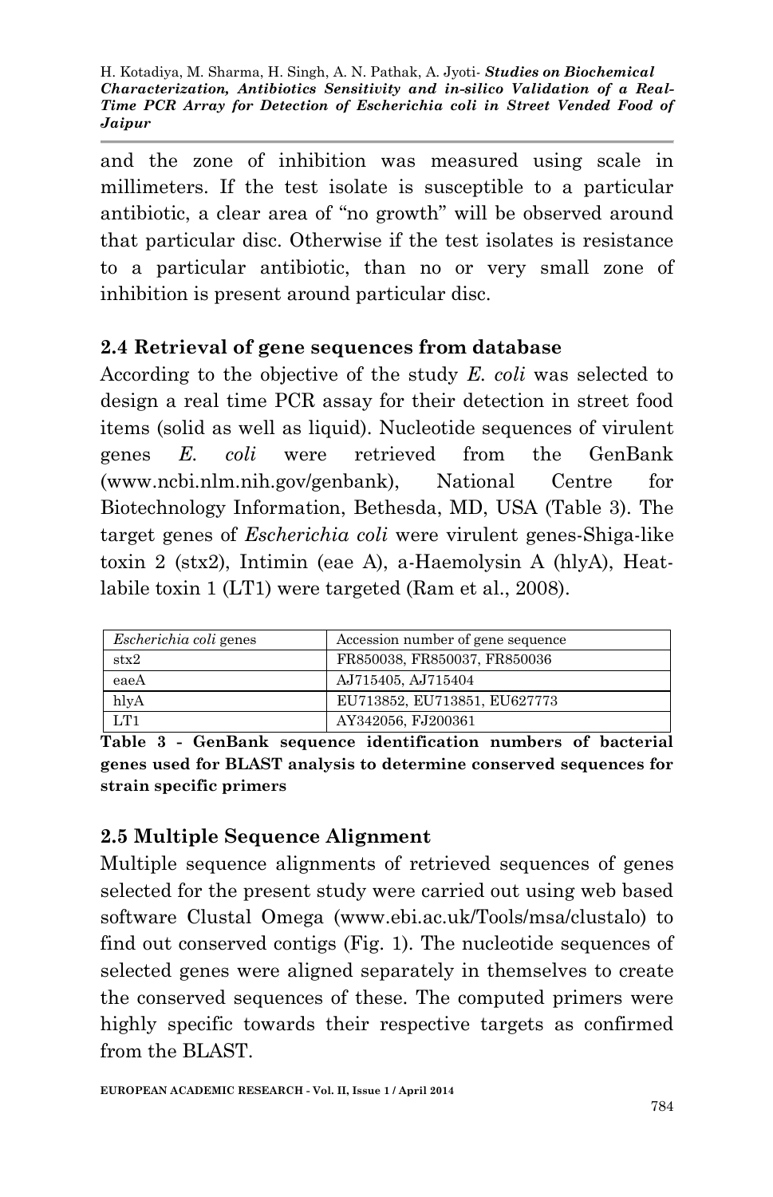and the zone of inhibition was measured using scale in millimeters. If the test isolate is susceptible to a particular antibiotic, a clear area of "no growth" will be observed around that particular disc. Otherwise if the test isolates is resistance to a particular antibiotic, than no or very small zone of inhibition is present around particular disc.

## 2.4 Retrieval of gene sequences from database

According to the objective of the study *E. coli* was selected to design a real time PCR assay for their detection in street food items (solid as well as liquid). Nucleotide sequences of virulent genes *E. coli* were retrieved from the GenBank (www.ncbi.nlm.nih.gov/genbank), National Centre for Biotechnology Information, Bethesda, MD, USA (Table 3). The target genes of *Escherichia coli* were virulent genes-Shiga-like toxin 2 (stx2), Intimin (eae A), a-Haemolysin A (hlyA), Heat-labile toxin 1 (LT1) were targeted (Ram et al., 2008).

| *Escherichia coli* genes | Accession number of gene sequence |
|---|---|
| stx2 | FR850038, FR850037, FR850036 |
| eaeA | AJ715405, AJ715404 |
| hlyA | EU713852, EU713851, EU627773 |
| LT1 | AY342056, FJ200361 |

**Table 3 - GenBank sequence identification numbers of bacterial genes used for BLAST analysis to determine conserved sequences for strain specific primers**

## 2.5 Multiple Sequence Alignment

Multiple sequence alignments of retrieved sequences of genes selected for the present study were carried out using web based software Clustal Omega (www.ebi.ac.uk/Tools/msa/clustalo) to find out conserved contigs (Fig. 1). The nucleotide sequences of selected genes were aligned separately in themselves to create the conserved sequences of these. The computed primers were highly specific towards their respective targets as confirmed from the BLAST.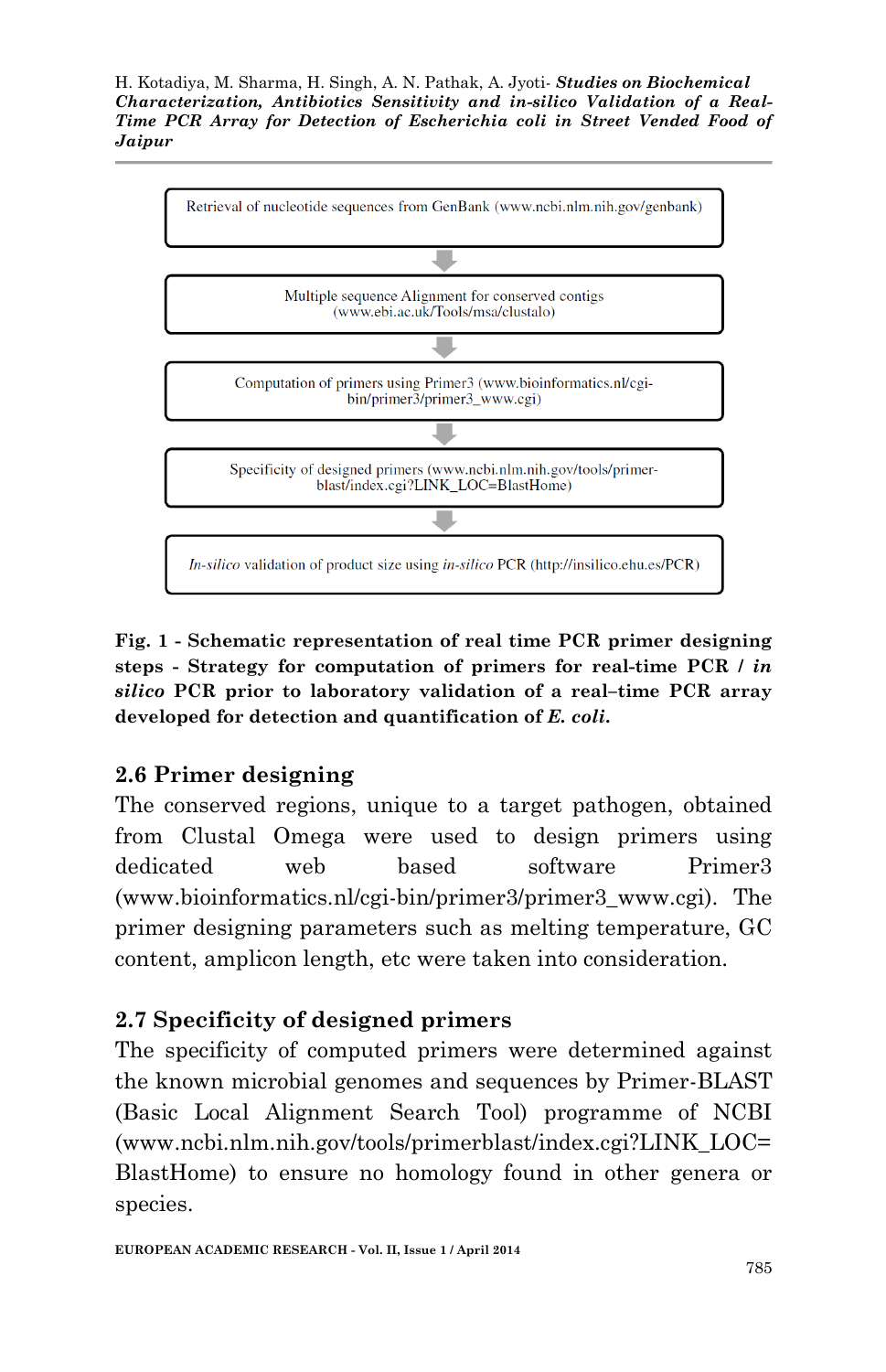Retrieval of nucleotide sequences from GenBank (www.ncbi.nlm.nih.gov/genbank)

↓

Multiple sequence Alignment for conserved contigs (www.ebi.ac.uk/Tools/msa/clustalo)

↓

Computation of primers using Primer3 (www.bioinformatics.nl/cgi-bin/primer3/primer3_www.cgi)

↓

Specificity of designed primers (www.ncbi.nlm.nih.gov/tools/primer-blast/index.cgi?LINK_LOC=BlastHome)

↓

*In-silico* validation of product size using *in-silico* PCR (http://insilico.ehu.es/PCR)

**Fig. 1 - Schematic representation of real time PCR primer designing steps - Strategy for computation of primers for real-time PCR / *in silico* PCR prior to laboratory validation of a real–time PCR array developed for detection and quantification of *E. coli*.**

## 2.6 Primer designing

The conserved regions, unique to a target pathogen, obtained from Clustal Omega were used to design primers using dedicated web based software Primer3 (www.bioinformatics.nl/cgi-bin/primer3/primer3_www.cgi). The primer designing parameters such as melting temperature, GC content, amplicon length, etc were taken into consideration.

## 2.7 Specificity of designed primers

The specificity of computed primers were determined against the known microbial genomes and sequences by Primer-BLAST (Basic Local Alignment Search Tool) programme of NCBI (www.ncbi.nlm.nih.gov/tools/primerblast/index.cgi?LINK_LOC=BlastHome) to ensure no homology found in other genera or species.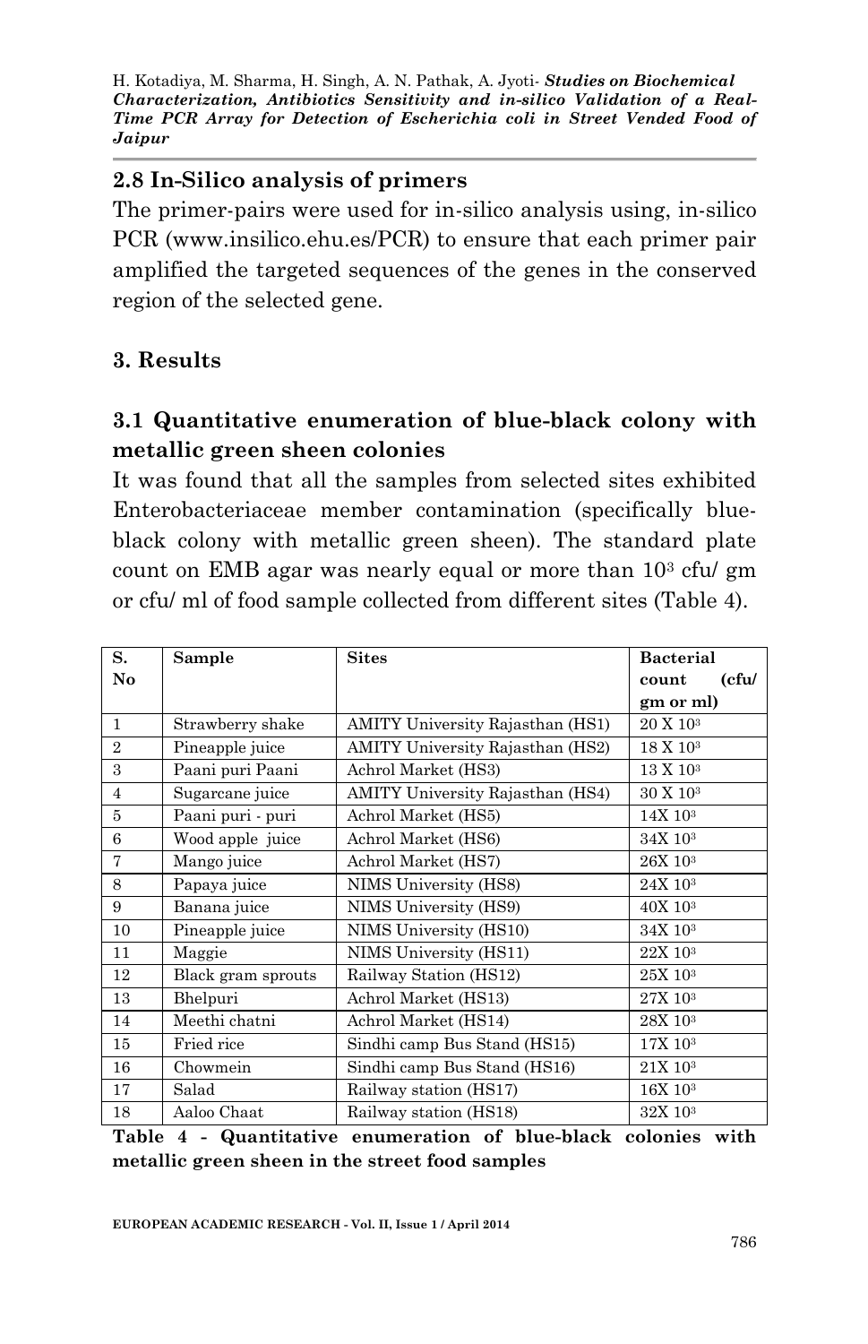## 2.8 In-Silico analysis of primers

The primer-pairs were used for in-silico analysis using, in-silico PCR (www.insilico.ehu.es/PCR) to ensure that each primer pair amplified the targeted sequences of the genes in the conserved region of the selected gene.

## 3. Results

### 3.1 Quantitative enumeration of blue-black colony with metallic green sheen colonies

It was found that all the samples from selected sites exhibited Enterobacteriaceae member contamination (specifically blue-black colony with metallic green sheen). The standard plate count on EMB agar was nearly equal or more than $10^3$ cfu/ gm or cfu/ ml of food sample collected from different sites (Table 4).

| S. No | Sample | Sites | Bacterial count (cfu/ gm or ml) |
|---|---|---|---|
| 1 | Strawberry shake | AMITY University Rajasthan (HS1) | 20 X $10^3$ |
| 2 | Pineapple juice | AMITY University Rajasthan (HS2) | 18 X $10^3$ |
| 3 | Paani puri Paani | Achrol Market (HS3) | 13 X $10^3$ |
| 4 | Sugarcane juice | AMITY University Rajasthan (HS4) | 30 X $10^3$ |
| 5 | Paani puri - puri | Achrol Market (HS5) | 14X $10^3$ |
| 6 | Wood apple juice | Achrol Market (HS6) | 34X $10^3$ |
| 7 | Mango juice | Achrol Market (HS7) | 26X $10^3$ |
| 8 | Papaya juice | NIMS University (HS8) | 24X $10^3$ |
| 9 | Banana juice | NIMS University (HS9) | 40X $10^3$ |
| 10 | Pineapple juice | NIMS University (HS10) | 34X $10^3$ |
| 11 | Maggie | NIMS University (HS11) | 22X $10^3$ |
| 12 | Black gram sprouts | Railway Station (HS12) | 25X $10^3$ |
| 13 | Bhelpuri | Achrol Market (HS13) | 27X $10^3$ |
| 14 | Meethi chatni | Achrol Market (HS14) | 28X $10^3$ |
| 15 | Fried rice | Sindhi camp Bus Stand (HS15) | 17X $10^3$ |
| 16 | Chowmein | Sindhi camp Bus Stand (HS16) | 21X $10^3$ |
| 17 | Salad | Railway station (HS17) | 16X $10^3$ |
| 18 | Aaloo Chaat | Railway station (HS18) | 32X $10^3$ |

**Table 4 - Quantitative enumeration of blue-black colonies with metallic green sheen in the street food samples**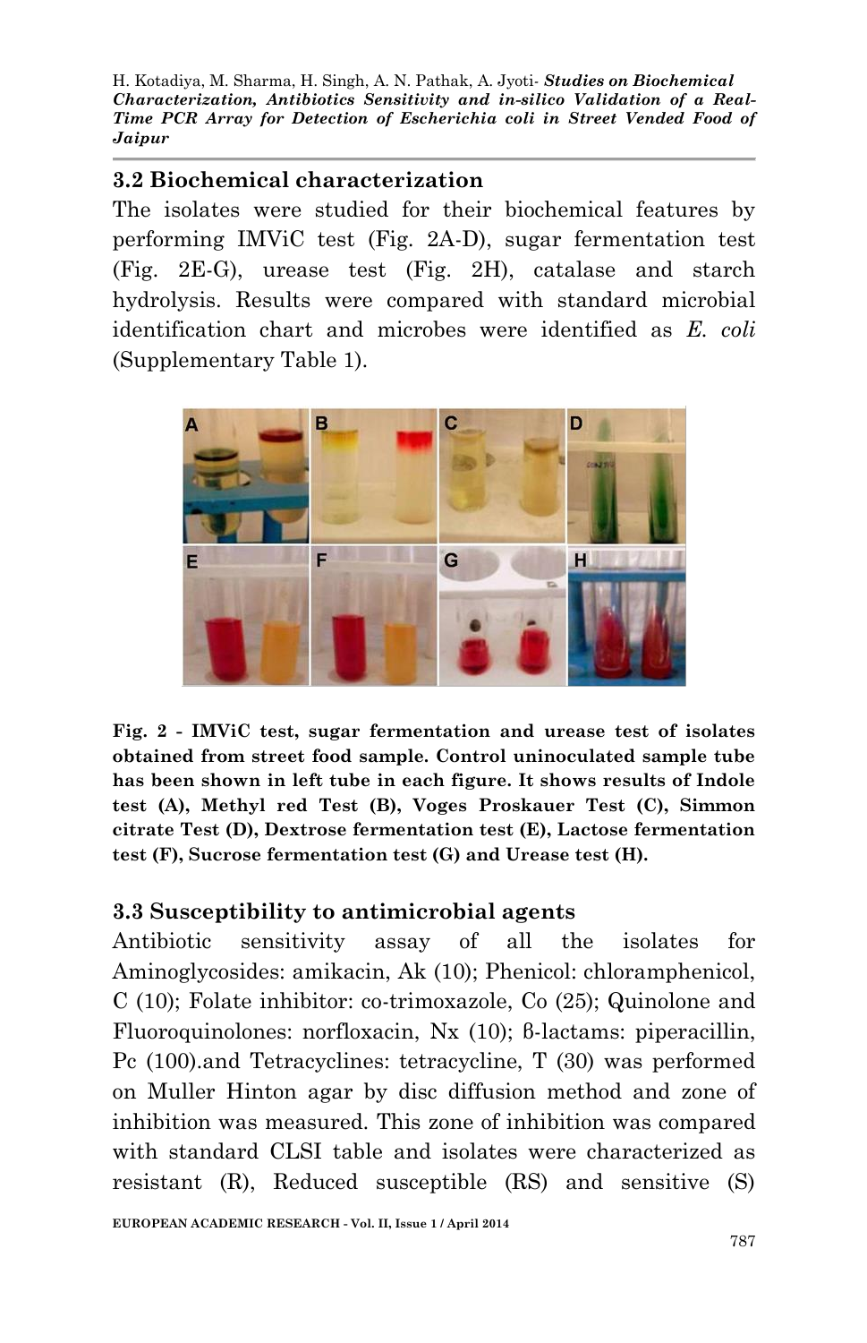### 3.2 Biochemical characterization

The isolates were studied for their biochemical features by performing IMViC test (Fig. 2A-D), sugar fermentation test (Fig. 2E-G), urease test (Fig. 2H), catalase and starch hydrolysis. Results were compared with standard microbial identification chart and microbes were identified as *E. coli* (Supplementary Table 1).

**Fig. 2 - IMViC test, sugar fermentation and urease test of isolates obtained from street food sample. Control uninoculated sample tube has been shown in left tube in each figure. It shows results of Indole test (A), Methyl red Test (B), Voges Proskauer Test (C), Simmon citrate Test (D), Dextrose fermentation test (E), Lactose fermentation test (F), Sucrose fermentation test (G) and Urease test (H).**

### 3.3 Susceptibility to antimicrobial agents

Antibiotic sensitivity assay of all the isolates for Aminoglycosides: amikacin, Ak (10); Phenicol: chloramphenicol, C (10); Folate inhibitor: co-trimoxazole, Co (25); Quinolone and Fluoroquinolones: norfloxacin, Nx (10); ß-lactams: piperacillin, Pc (100).and Tetracyclines: tetracycline, T (30) was performed on Muller Hinton agar by disc diffusion method and zone of inhibition was measured. This zone of inhibition was compared with standard CLSI table and isolates were characterized as resistant (R), Reduced susceptible (RS) and sensitive (S)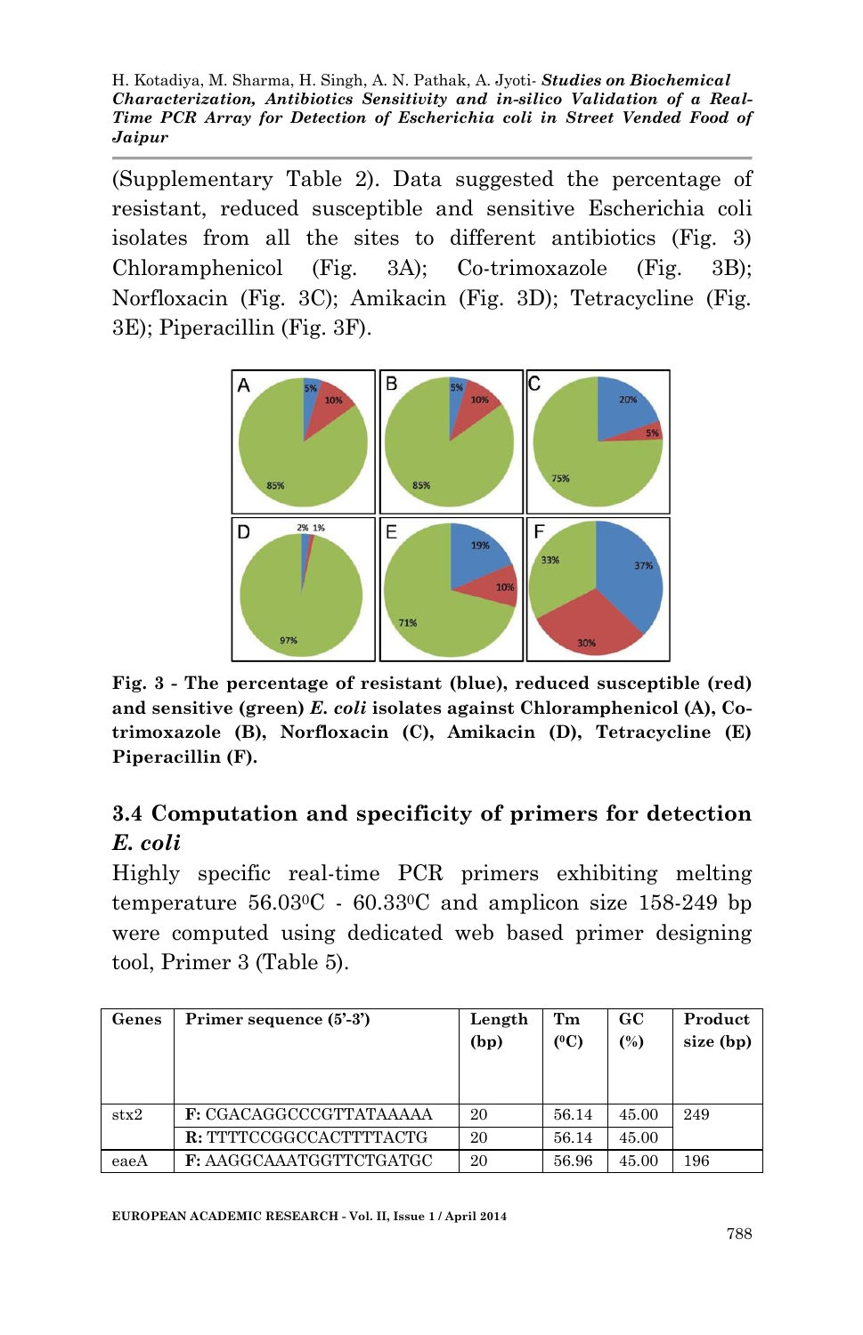(Supplementary Table 2). Data suggested the percentage of resistant, reduced susceptible and sensitive Escherichia coli isolates from all the sites to different antibiotics (Fig. 3) Chloramphenicol (Fig. 3A); Co-trimoxazole (Fig. 3B); Norfloxacin (Fig. 3C); Amikacin (Fig. 3D); Tetracycline (Fig. 3E); Piperacillin (Fig. 3F).

**Fig. 3 - The percentage of resistant (blue), reduced susceptible (red) and sensitive (green) *E. coli* isolates against Chloramphenicol (A), Co-trimoxazole (B), Norfloxacin (C), Amikacin (D), Tetracycline (E) Piperacillin (F).**

### 3.4 Computation and specificity of primers for detection *E. coli*

Highly specific real-time PCR primers exhibiting melting temperature 56.03$^0$C - 60.33$^0$C and amplicon size 158-249 bp were computed using dedicated web based primer designing tool, Primer 3 (Table 5).

| Genes | Primer sequence (5'-3') | Length (bp) | Tm ($^0$C) | GC (%) | Product size (bp) |
|---|---|---|---|---|---|
| stx2 | **F:** CGACAGGCCCGTTATAAAAA | 20 | 56.14 | 45.00 | 249 |
| | **R:** TTTTCCGGCCACTTTTACTG | 20 | 56.14 | 45.00 | |
| eaeA | **F:** AAGGCAAATGGTTCTGATGC | 20 | 56.96 | 45.00 | 196 |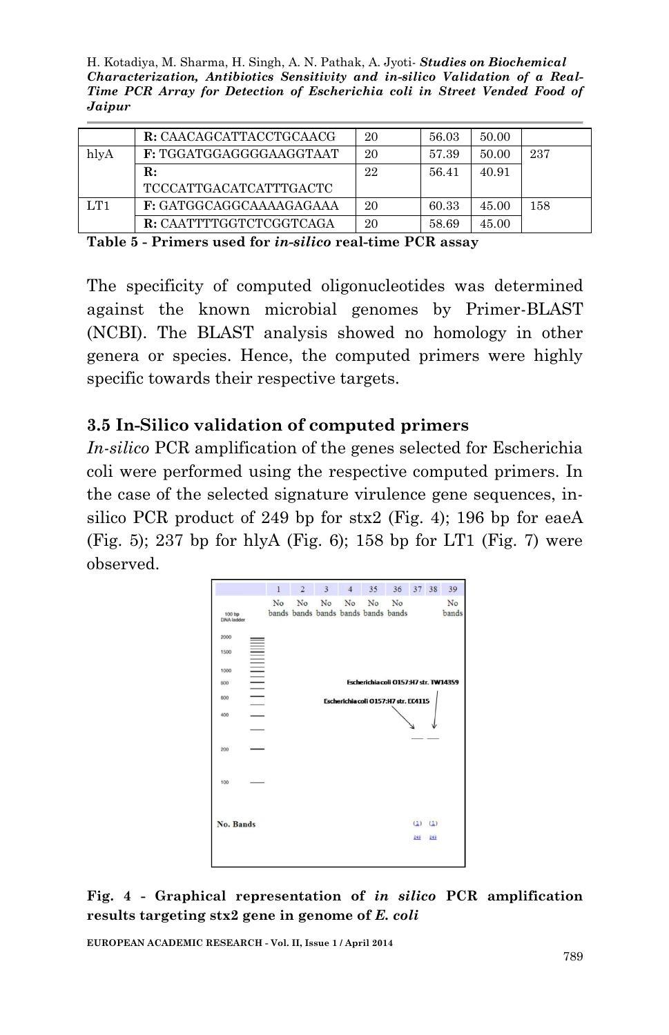| | R: CAACAGCATTACCTGCAACG | 20 | 56.03 | 50.00 | |
|---|---|---|---|---|---|
| hlyA | F: TGGATGGAGGGGAAGGTAAT | 20 | 57.39 | 50.00 | 237 |
| | R: TCCCATTGACATCATTTGACTC | 22 | 56.41 | 40.91 | |
| LT1 | F: GATGGCAGGCAAAAGAGAAA | 20 | 60.33 | 45.00 | 158 |
| | R: CAATTTTGGTCTCGGTCAGA | 20 | 58.69 | 45.00 | |

**Table 5 - Primers used for *in-silico* real-time PCR assay**

The specificity of computed oligonucleotides was determined against the known microbial genomes by Primer-BLAST (NCBI). The BLAST analysis showed no homology in other genera or species. Hence, the computed primers were highly specific towards their respective targets.

### 3.5 In-Silico validation of computed primers

*In-silico* PCR amplification of the genes selected for Escherichia coli were performed using the respective computed primers. In the case of the selected signature virulence gene sequences, in-silico PCR product of 249 bp for stx2 (Fig. 4); 196 bp for eaeA (Fig. 5); 237 bp for hlyA (Fig. 6); 158 bp for LT1 (Fig. 7) were observed.

**Fig. 4 - Graphical representation of *in silico* PCR amplification results targeting stx2 gene in genome of *E. coli***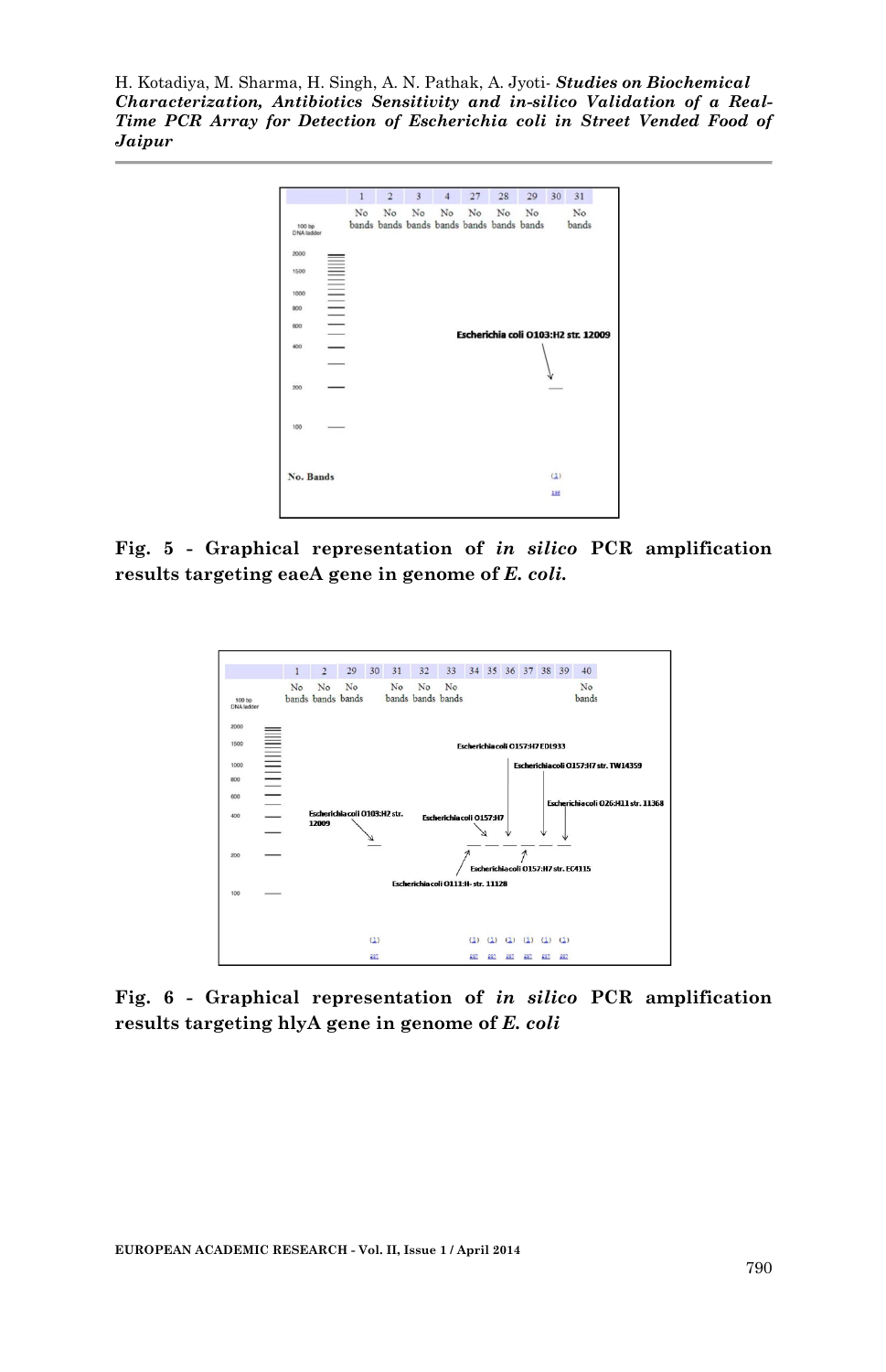Fig. 5 - Graphical representation of *in silico* PCR amplification results targeting eaeA gene in genome of *E. coli.*

Fig. 6 - Graphical representation of *in silico* PCR amplification results targeting hlyA gene in genome of *E. coli*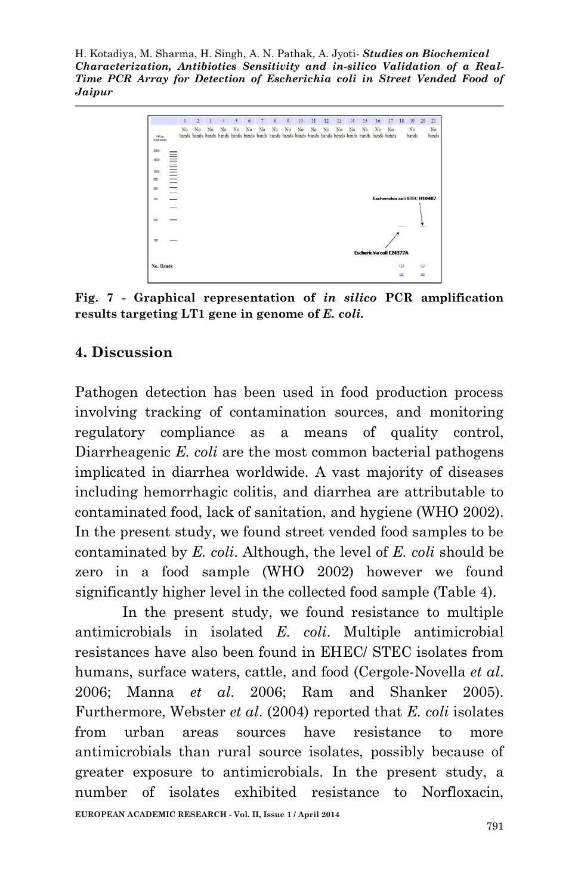**Fig. 7 - Graphical representation of *in silico* PCR amplification results targeting LT1 gene in genome of *E. coli*.**

## 4. Discussion

Pathogen detection has been used in food production process involving tracking of contamination sources, and monitoring regulatory compliance as a means of quality control, Diarrheagenic *E. coli* are the most common bacterial pathogens implicated in diarrhea worldwide. A vast majority of diseases including hemorrhagic colitis, and diarrhea are attributable to contaminated food, lack of sanitation, and hygiene (WHO 2002). In the present study, we found street vended food samples to be contaminated by *E. coli*. Although, the level of *E. coli* should be zero in a food sample (WHO 2002) however we found significantly higher level in the collected food sample (Table 4).

In the present study, we found resistance to multiple antimicrobials in isolated *E. coli*. Multiple antimicrobial resistances have also been found in EHEC/ STEC isolates from humans, surface waters, cattle, and food (Cergole-Novella *et al*. 2006; Manna *et al*. 2006; Ram and Shanker 2005). Furthermore, Webster *et al*. (2004) reported that *E. coli* isolates from urban areas sources have resistance to more antimicrobials than rural source isolates, possibly because of greater exposure to antimicrobials. In the present study, a number of isolates exhibited resistance to Norfloxacin,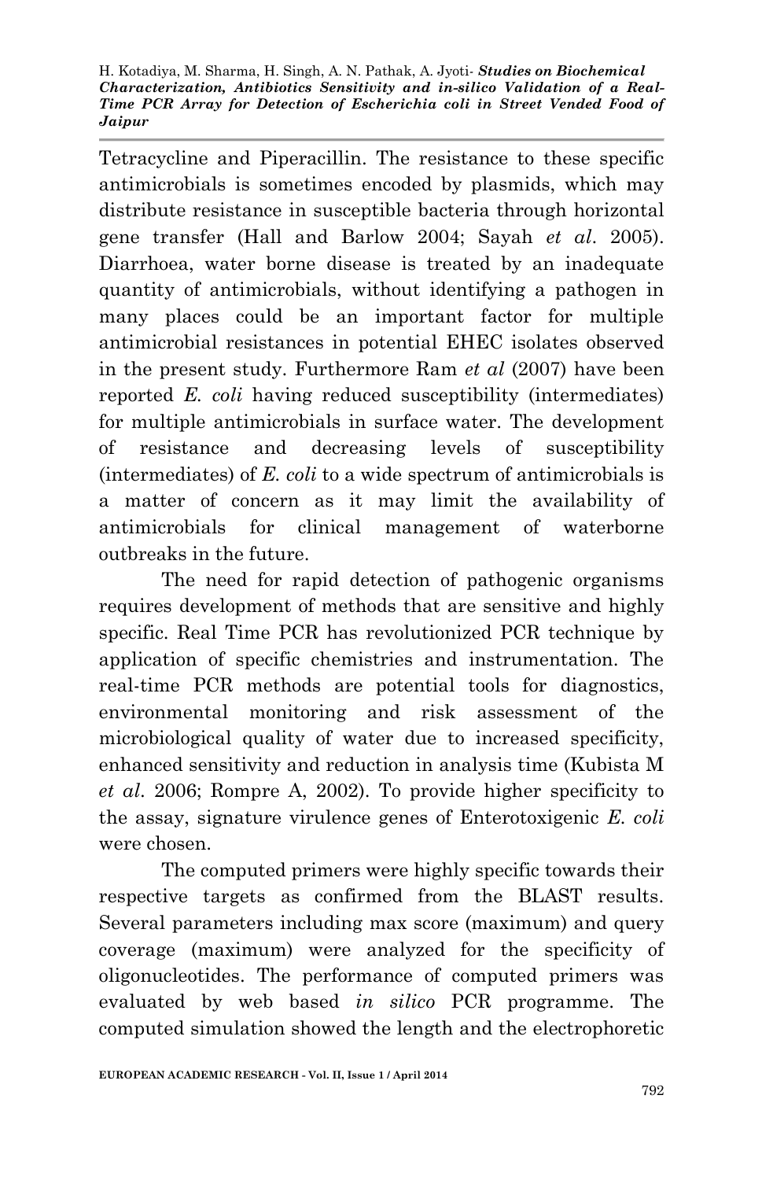Tetracycline and Piperacillin. The resistance to these specific antimicrobials is sometimes encoded by plasmids, which may distribute resistance in susceptible bacteria through horizontal gene transfer (Hall and Barlow 2004; Sayah *et al*. 2005). Diarrhoea, water borne disease is treated by an inadequate quantity of antimicrobials, without identifying a pathogen in many places could be an important factor for multiple antimicrobial resistances in potential EHEC isolates observed in the present study. Furthermore Ram *et al* (2007) have been reported *E. coli* having reduced susceptibility (intermediates) for multiple antimicrobials in surface water. The development of resistance and decreasing levels of susceptibility (intermediates) of *E. coli* to a wide spectrum of antimicrobials is a matter of concern as it may limit the availability of antimicrobials for clinical management of waterborne outbreaks in the future.

The need for rapid detection of pathogenic organisms requires development of methods that are sensitive and highly specific. Real Time PCR has revolutionized PCR technique by application of specific chemistries and instrumentation. The real-time PCR methods are potential tools for diagnostics, environmental monitoring and risk assessment of the microbiological quality of water due to increased specificity, enhanced sensitivity and reduction in analysis time (Kubista M *et al*. 2006; Rompre A, 2002). To provide higher specificity to the assay, signature virulence genes of Enterotoxigenic *E. coli* were chosen.

The computed primers were highly specific towards their respective targets as confirmed from the BLAST results. Several parameters including max score (maximum) and query coverage (maximum) were analyzed for the specificity of oligonucleotides. The performance of computed primers was evaluated by web based *in silico* PCR programme. The computed simulation showed the length and the electrophoretic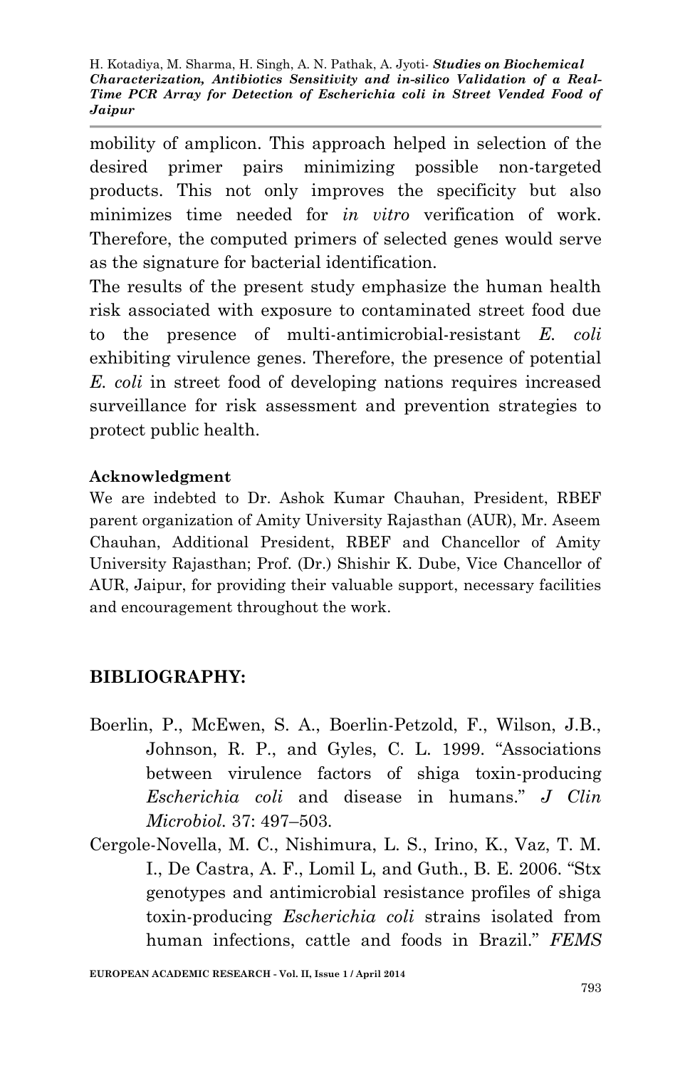mobility of amplicon. This approach helped in selection of the desired primer pairs minimizing possible non-targeted products. This not only improves the specificity but also minimizes time needed for *in vitro* verification of work. Therefore, the computed primers of selected genes would serve as the signature for bacterial identification.

The results of the present study emphasize the human health risk associated with exposure to contaminated street food due to the presence of multi-antimicrobial-resistant *E. coli* exhibiting virulence genes. Therefore, the presence of potential *E. coli* in street food of developing nations requires increased surveillance for risk assessment and prevention strategies to protect public health.

#### Acknowledgment

We are indebted to Dr. Ashok Kumar Chauhan, President, RBEF parent organization of Amity University Rajasthan (AUR), Mr. Aseem Chauhan, Additional President, RBEF and Chancellor of Amity University Rajasthan; Prof. (Dr.) Shishir K. Dube, Vice Chancellor of AUR, Jaipur, for providing their valuable support, necessary facilities and encouragement throughout the work.

## BIBLIOGRAPHY:

Boerlin, P., McEwen, S. A., Boerlin-Petzold, F., Wilson, J.B., Johnson, R. P., and Gyles, C. L. 1999. "Associations between virulence factors of shiga toxin-producing *Escherichia coli* and disease in humans." *J Clin Microbiol.* 37: 497–503.

Cergole-Novella, M. C., Nishimura, L. S., Irino, K., Vaz, T. M. I., De Castra, A. F., Lomil L, and Guth., B. E. 2006. "Stx genotypes and antimicrobial resistance profiles of shiga toxin-producing *Escherichia coli* strains isolated from human infections, cattle and foods in Brazil." *FEMS*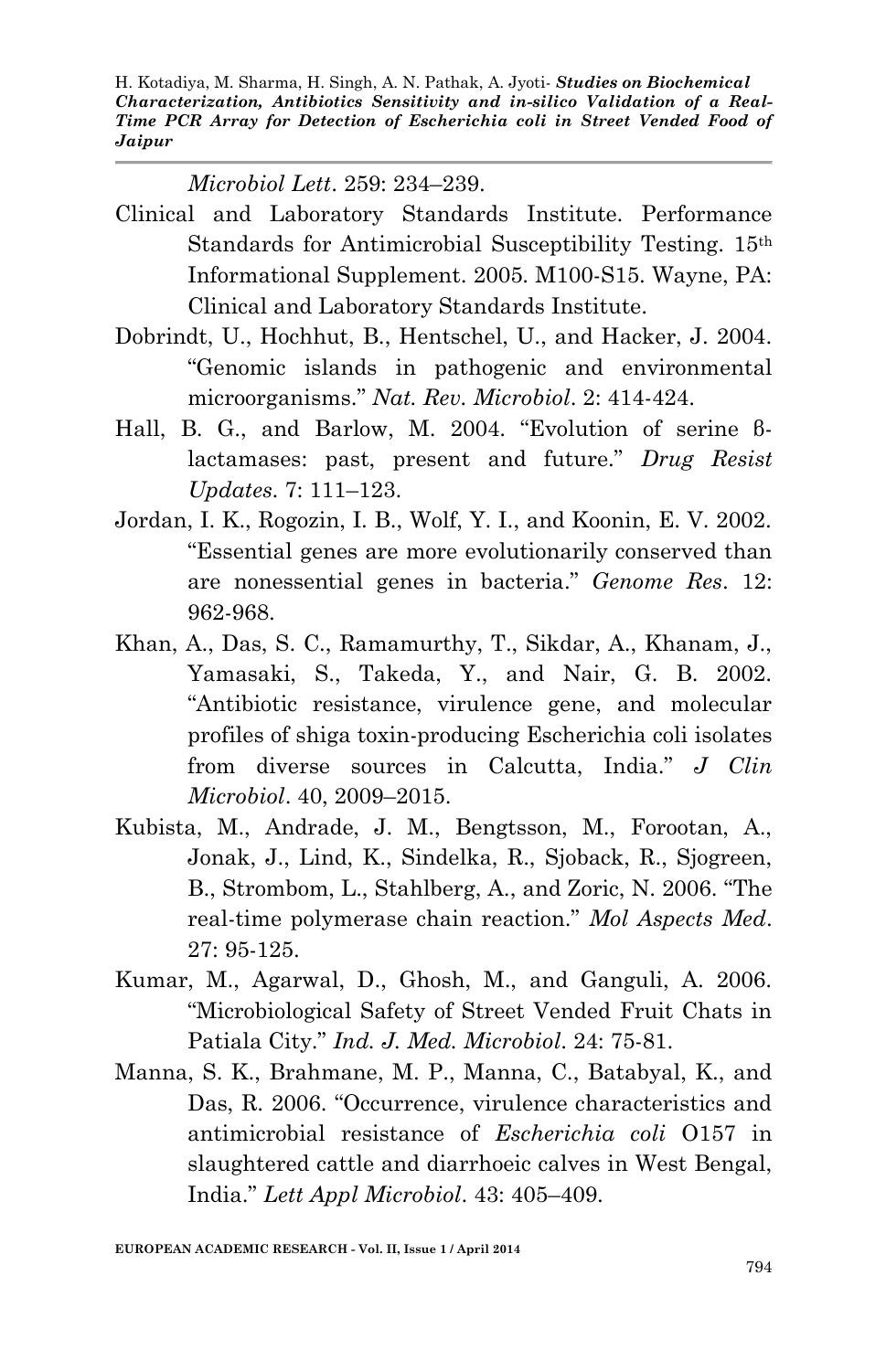*Microbiol Lett*. 259: 234–239.

Clinical and Laboratory Standards Institute. Performance Standards for Antimicrobial Susceptibility Testing. 15th Informational Supplement. 2005. M100-S15. Wayne, PA: Clinical and Laboratory Standards Institute.

Dobrindt, U., Hochhut, B., Hentschel, U., and Hacker, J. 2004. "Genomic islands in pathogenic and environmental microorganisms." *Nat. Rev. Microbiol*. 2: 414-424.

Hall, B. G., and Barlow, M. 2004. "Evolution of serine ß-lactamases: past, present and future." *Drug Resist Updates*. 7: 111–123.

Jordan, I. K., Rogozin, I. B., Wolf, Y. I., and Koonin, E. V. 2002. "Essential genes are more evolutionarily conserved than are nonessential genes in bacteria." *Genome Res*. 12: 962-968.

Khan, A., Das, S. C., Ramamurthy, T., Sikdar, A., Khanam, J., Yamasaki, S., Takeda, Y., and Nair, G. B. 2002. "Antibiotic resistance, virulence gene, and molecular profiles of shiga toxin-producing Escherichia coli isolates from diverse sources in Calcutta, India." *J Clin Microbiol*. 40, 2009–2015.

Kubista, M., Andrade, J. M., Bengtsson, M., Forootan, A., Jonak, J., Lind, K., Sindelka, R., Sjoback, R., Sjogreen, B., Strombom, L., Stahlberg, A., and Zoric, N. 2006. "The real-time polymerase chain reaction." *Mol Aspects Med*. 27: 95-125.

Kumar, M., Agarwal, D., Ghosh, M., and Ganguli, A. 2006. "Microbiological Safety of Street Vended Fruit Chats in Patiala City." *Ind. J. Med. Microbiol*. 24: 75-81.

Manna, S. K., Brahmane, M. P., Manna, C., Batabyal, K., and Das, R. 2006. "Occurrence, virulence characteristics and antimicrobial resistance of *Escherichia coli* O157 in slaughtered cattle and diarrhoeic calves in West Bengal, India." *Lett Appl Microbiol*. 43: 405–409.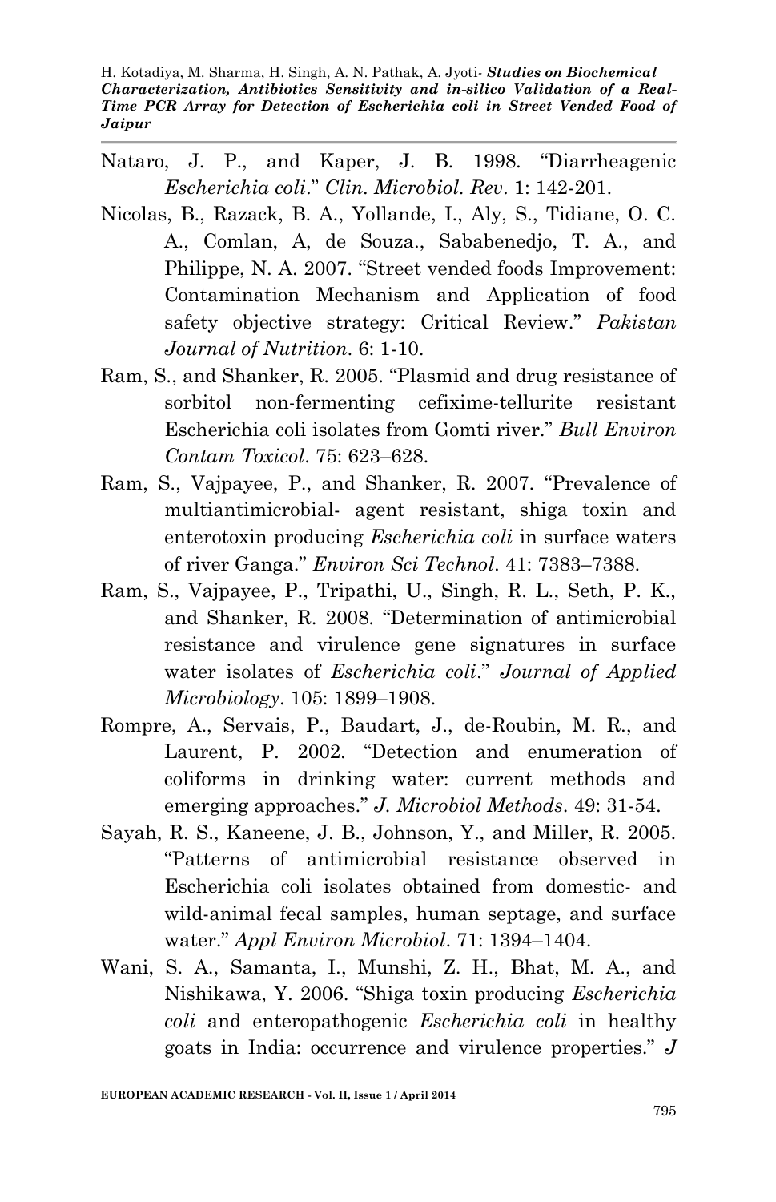Nataro, J. P., and Kaper, J. B. 1998. "Diarrheagenic *Escherichia coli*." *Clin. Microbiol. Rev*. 1: 142-201.

Nicolas, B., Razack, B. A., Yollande, I., Aly, S., Tidiane, O. C. A., Comlan, A, de Souza., Sababenedjo, T. A., and Philippe, N. A. 2007. "Street vended foods Improvement: Contamination Mechanism and Application of food safety objective strategy: Critical Review." *Pakistan Journal of Nutrition*. 6: 1-10.

Ram, S., and Shanker, R. 2005. "Plasmid and drug resistance of sorbitol non-fermenting cefixime-tellurite resistant Escherichia coli isolates from Gomti river." *Bull Environ Contam Toxicol*. 75: 623–628.

Ram, S., Vajpayee, P., and Shanker, R. 2007. "Prevalence of multiantimicrobial- agent resistant, shiga toxin and enterotoxin producing *Escherichia coli* in surface waters of river Ganga." *Environ Sci Technol*. 41: 7383–7388.

Ram, S., Vajpayee, P., Tripathi, U., Singh, R. L., Seth, P. K., and Shanker, R. 2008. "Determination of antimicrobial resistance and virulence gene signatures in surface water isolates of *Escherichia coli*." *Journal of Applied Microbiology*. 105: 1899–1908.

Rompre, A., Servais, P., Baudart, J., de-Roubin, M. R., and Laurent, P. 2002. "Detection and enumeration of coliforms in drinking water: current methods and emerging approaches." *J. Microbiol Methods*. 49: 31-54.

Sayah, R. S., Kaneene, J. B., Johnson, Y., and Miller, R. 2005. "Patterns of antimicrobial resistance observed in Escherichia coli isolates obtained from domestic- and wild-animal fecal samples, human septage, and surface water." *Appl Environ Microbiol*. 71: 1394–1404.

Wani, S. A., Samanta, I., Munshi, Z. H., Bhat, M. A., and Nishikawa, Y. 2006. "Shiga toxin producing *Escherichia coli* and enteropathogenic *Escherichia coli* in healthy goats in India: occurrence and virulence properties." *J*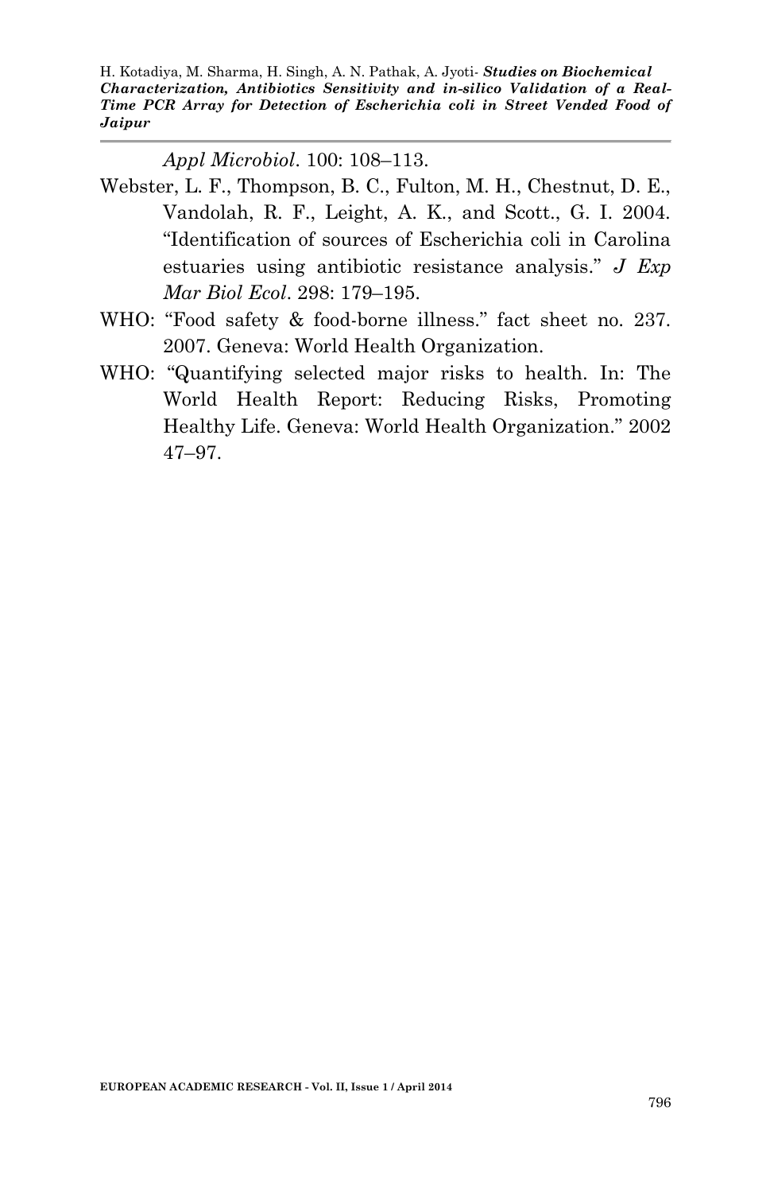*Appl Microbiol*. 100: 108–113.

Webster, L. F., Thompson, B. C., Fulton, M. H., Chestnut, D. E., Vandolah, R. F., Leight, A. K., and Scott., G. I. 2004. "Identification of sources of Escherichia coli in Carolina estuaries using antibiotic resistance analysis." *J Exp Mar Biol Ecol*. 298: 179–195.

WHO: "Food safety & food-borne illness." fact sheet no. 237. 2007. Geneva: World Health Organization.

WHO: "Quantifying selected major risks to health. In: The World Health Report: Reducing Risks, Promoting Healthy Life. Geneva: World Health Organization." 2002 47–97.